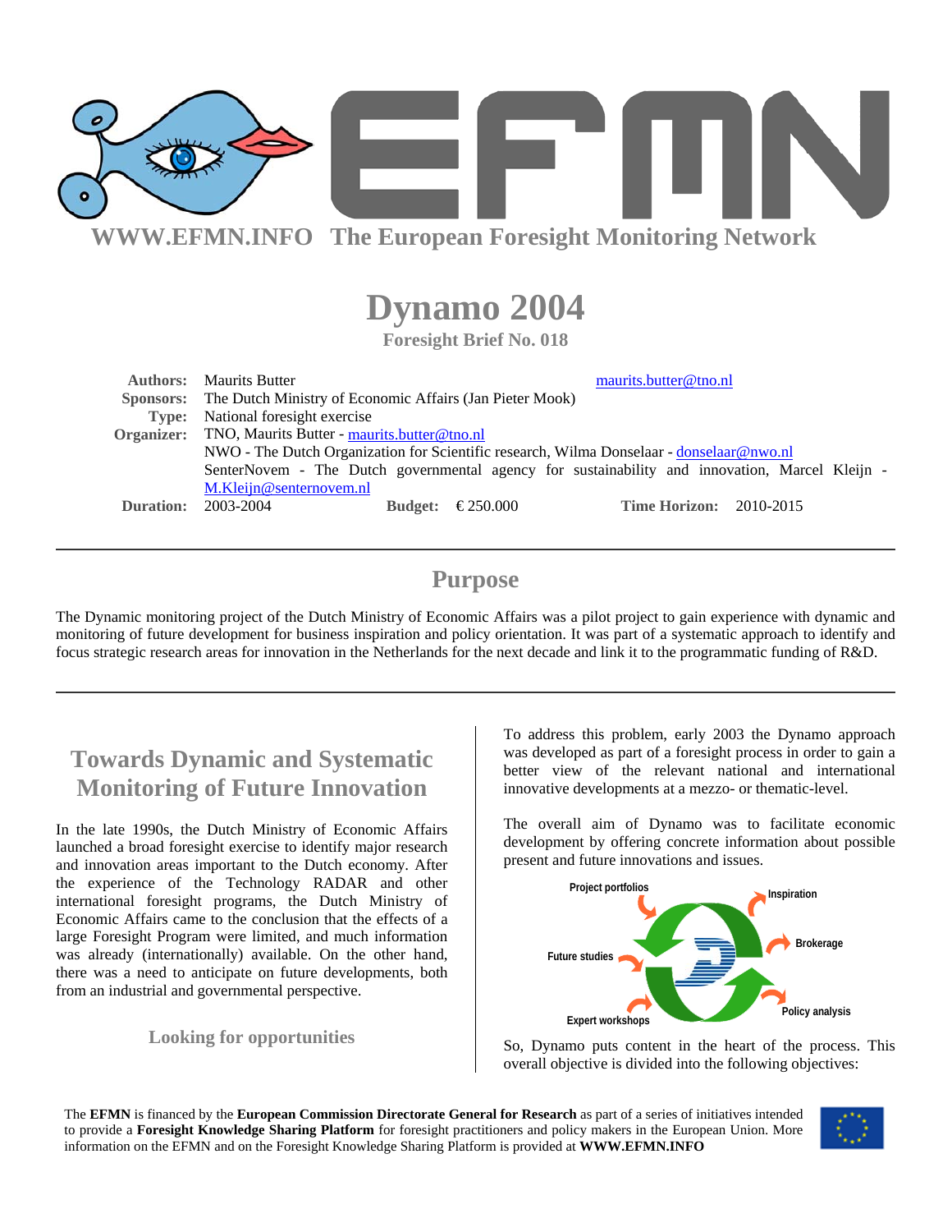WWW.EFMN.INFO The European Foresight Monitoring Network

# Dynamo 2004

**Foresight Brief No. 018**

**Authors:** Maurits Butter maurits.butter@tno.nl
**Sponsors:** The Dutch Ministry of Economic Affairs (Jan Pieter Mook)
**Type:** National foresight exercise
**Organizer:** TNO, Maurits Butter - maurits.butter@tno.nl
NWO - The Dutch Organization for Scientific research, Wilma Donselaar - donselaar@nwo.nl
SenterNovem - The Dutch governmental agency for sustainability and innovation, Marcel Kleijn - M.Kleijn@senternovem.nl
**Duration:** 2003-2004 **Budget:** € 250.000 **Time Horizon:** 2010-2015

## Purpose

The Dynamic monitoring project of the Dutch Ministry of Economic Affairs was a pilot project to gain experience with dynamic and monitoring of future development for business inspiration and policy orientation. It was part of a systematic approach to identify and focus strategic research areas for innovation in the Netherlands for the next decade and link it to the programmatic funding of R&D.

## Towards Dynamic and Systematic Monitoring of Future Innovation

In the late 1990s, the Dutch Ministry of Economic Affairs launched a broad foresight exercise to identify major research and innovation areas important to the Dutch economy. After the experience of the Technology RADAR and other international foresight programs, the Dutch Ministry of Economic Affairs came to the conclusion that the effects of a large Foresight Program were limited, and much information was already (internationally) available. On the other hand, there was a need to anticipate on future developments, both from an industrial and governmental perspective.

### Looking for opportunities

To address this problem, early 2003 the Dynamo approach was developed as part of a foresight process in order to gain a better view of the relevant national and international innovative developments at a mezzo- or thematic-level.

The overall aim of Dynamo was to facilitate economic development by offering concrete information about possible present and future innovations and issues.

Project portfolios, Inspiration, Brokerage, Future studies, Policy analysis, Expert workshops

So, Dynamo puts content in the heart of the process. This overall objective is divided into the following objectives:

The **EFMN** is financed by the **European Commission Directorate General for Research** as part of a series of initiatives intended to provide a **Foresight Knowledge Sharing Platform** for foresight practitioners and policy makers in the European Union. More information on the EFMN and on the Foresight Knowledge Sharing Platform is provided at **WWW.EFMN.INFO**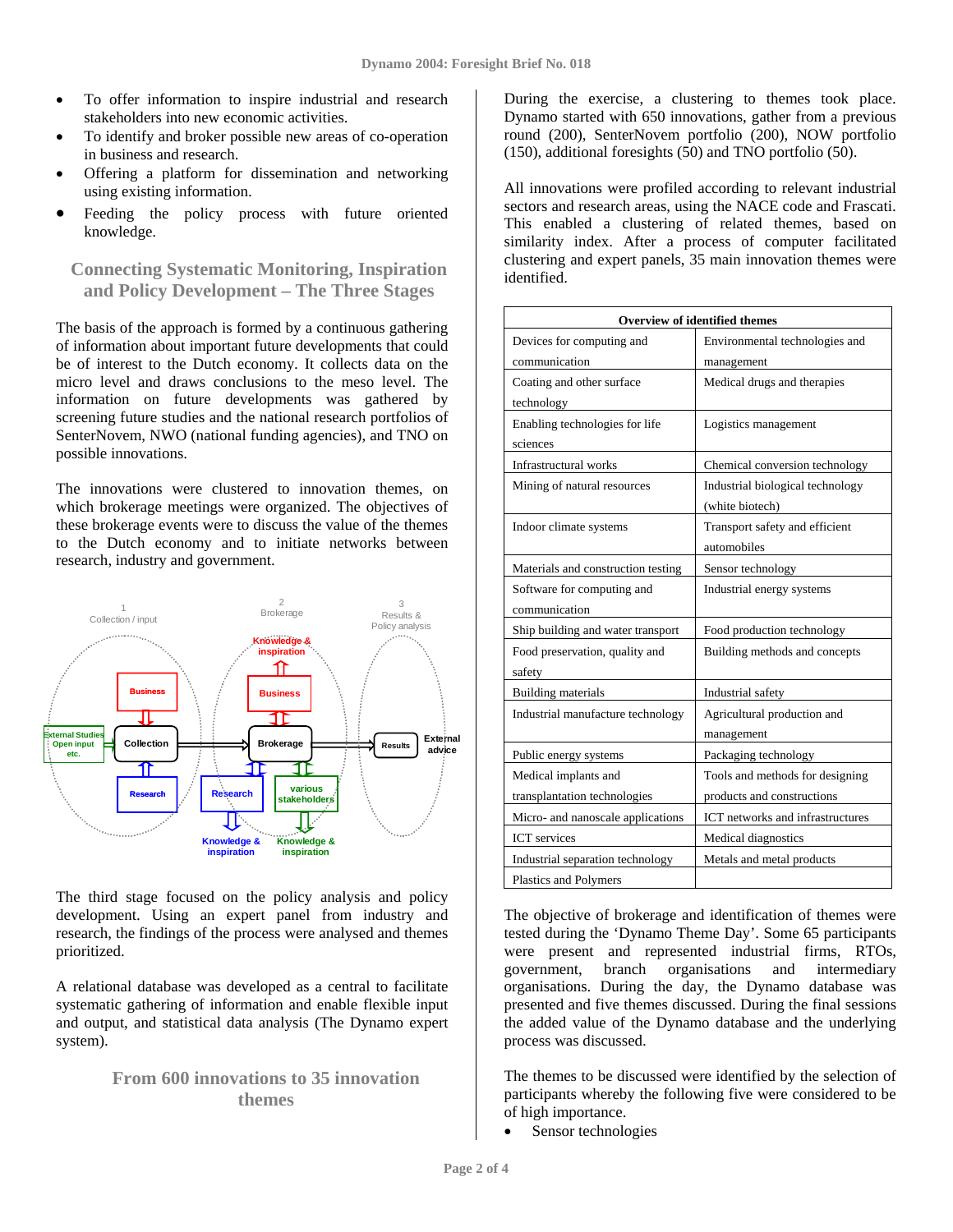- To offer information to inspire industrial and research stakeholders into new economic activities.
- To identify and broker possible new areas of co-operation in business and research.
- Offering a platform for dissemination and networking using existing information.
- Feeding the policy process with future oriented knowledge.

## Connecting Systematic Monitoring, Inspiration and Policy Development – The Three Stages

The basis of the approach is formed by a continuous gathering of information about important future developments that could be of interest to the Dutch economy. It collects data on the micro level and draws conclusions to the meso level. The information on future developments was gathered by screening future studies and the national research portfolios of SenterNovem, NWO (national funding agencies), and TNO on possible innovations.

The innovations were clustered to innovation themes, on which brokerage meetings were organized. The objectives of these brokerage events were to discuss the value of the themes to the Dutch economy and to initiate networks between research, industry and government.

The third stage focused on the policy analysis and policy development. Using an expert panel from industry and research, the findings of the process were analysed and themes prioritized.

A relational database was developed as a central to facilitate systematic gathering of information and enable flexible input and output, and statistical data analysis (The Dynamo expert system).

## From 600 innovations to 35 innovation themes

During the exercise, a clustering to themes took place. Dynamo started with 650 innovations, gather from a previous round (200), SenterNovem portfolio (200), NOW portfolio (150), additional foresights (50) and TNO portfolio (50).

All innovations were profiled according to relevant industrial sectors and research areas, using the NACE code and Frascati. This enabled a clustering of related themes, based on similarity index. After a process of computer facilitated clustering and expert panels, 35 main innovation themes were identified.

| Overview of identified themes | |
|---|---|
| Devices for computing and communication | Environmental technologies and management |
| Coating and other surface technology | Medical drugs and therapies |
| Enabling technologies for life sciences | Logistics management |
| Infrastructural works | Chemical conversion technology |
| Mining of natural resources | Industrial biological technology (white biotech) |
| Indoor climate systems | Transport safety and efficient automobiles |
| Materials and construction testing | Sensor technology |
| Software for computing and communication | Industrial energy systems |
| Ship building and water transport | Food production technology |
| Food preservation, quality and safety | Building methods and concepts |
| Building materials | Industrial safety |
| Industrial manufacture technology | Agricultural production and management |
| Public energy systems | Packaging technology |
| Medical implants and transplantation technologies | Tools and methods for designing products and constructions |
| Micro- and nanoscale applications | ICT networks and infrastructures |
| ICT services | Medical diagnostics |
| Industrial separation technology | Metals and metal products |
| Plastics and Polymers | |

The objective of brokerage and identification of themes were tested during the 'Dynamo Theme Day'. Some 65 participants were present and represented industrial firms, RTOs, government, branch organisations and intermediary organisations. During the day, the Dynamo database was presented and five themes discussed. During the final sessions the added value of the Dynamo database and the underlying process was discussed.

The themes to be discussed were identified by the selection of participants whereby the following five were considered to be of high importance.

- Sensor technologies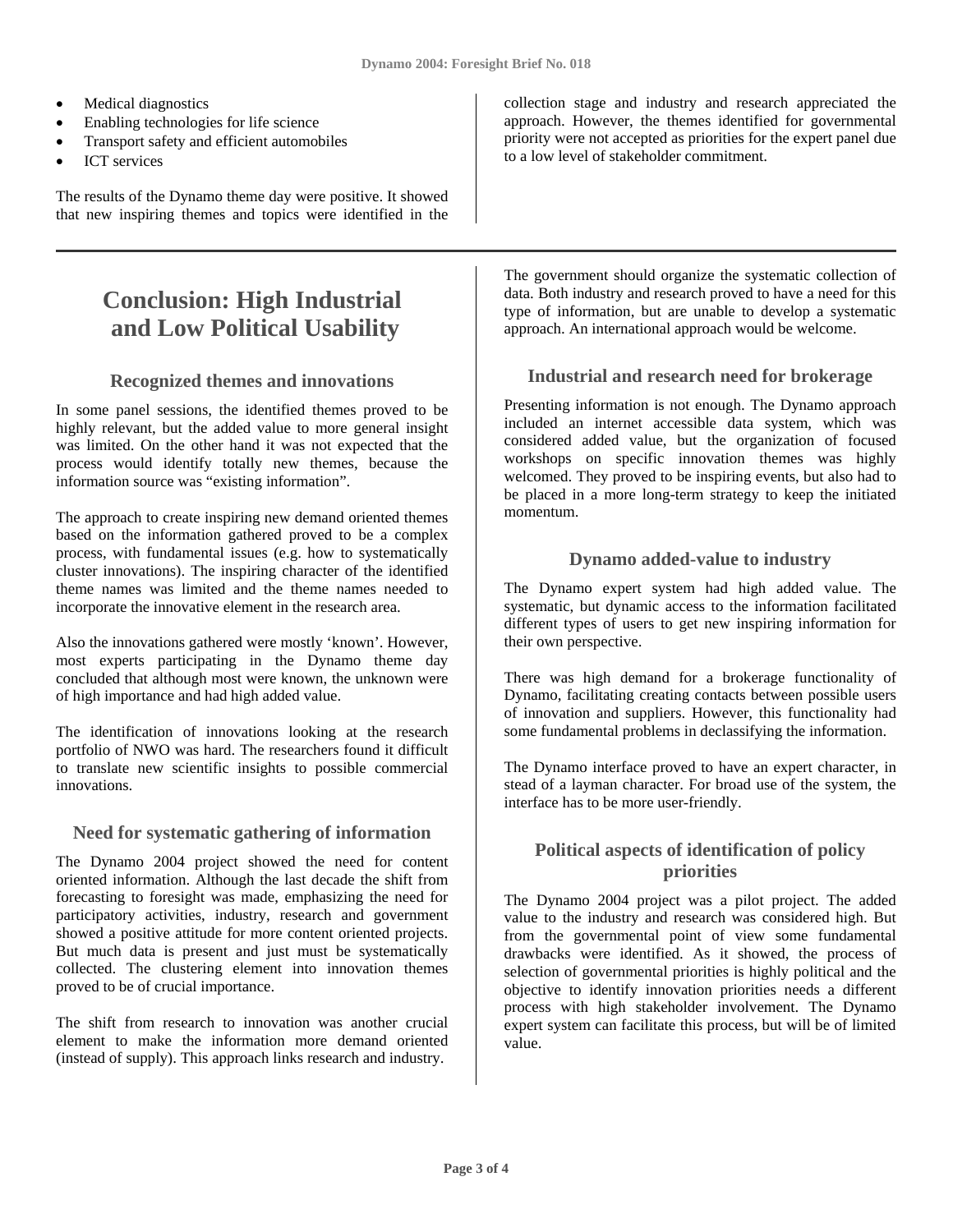- Medical diagnostics
- Enabling technologies for life science
- Transport safety and efficient automobiles
- ICT services

The results of the Dynamo theme day were positive. It showed that new inspiring themes and topics were identified in the collection stage and industry and research appreciated the approach. However, the themes identified for governmental priority were not accepted as priorities for the expert panel due to a low level of stakeholder commitment.

# Conclusion: High Industrial and Low Political Usability

### Recognized themes and innovations

In some panel sessions, the identified themes proved to be highly relevant, but the added value to more general insight was limited. On the other hand it was not expected that the process would identify totally new themes, because the information source was "existing information".

The approach to create inspiring new demand oriented themes based on the information gathered proved to be a complex process, with fundamental issues (e.g. how to systematically cluster innovations). The inspiring character of the identified theme names was limited and the theme names needed to incorporate the innovative element in the research area.

Also the innovations gathered were mostly 'known'. However, most experts participating in the Dynamo theme day concluded that although most were known, the unknown were of high importance and had high added value.

The identification of innovations looking at the research portfolio of NWO was hard. The researchers found it difficult to translate new scientific insights to possible commercial innovations.

### Need for systematic gathering of information

The Dynamo 2004 project showed the need for content oriented information. Although the last decade the shift from forecasting to foresight was made, emphasizing the need for participatory activities, industry, research and government showed a positive attitude for more content oriented projects. But much data is present and just must be systematically collected. The clustering element into innovation themes proved to be of crucial importance.

The shift from research to innovation was another crucial element to make the information more demand oriented (instead of supply). This approach links research and industry.

The government should organize the systematic collection of data. Both industry and research proved to have a need for this type of information, but are unable to develop a systematic approach. An international approach would be welcome.

### Industrial and research need for brokerage

Presenting information is not enough. The Dynamo approach included an internet accessible data system, which was considered added value, but the organization of focused workshops on specific innovation themes was highly welcomed. They proved to be inspiring events, but also had to be placed in a more long-term strategy to keep the initiated momentum.

### Dynamo added-value to industry

The Dynamo expert system had high added value. The systematic, but dynamic access to the information facilitated different types of users to get new inspiring information for their own perspective.

There was high demand for a brokerage functionality of Dynamo, facilitating creating contacts between possible users of innovation and suppliers. However, this functionality had some fundamental problems in declassifying the information.

The Dynamo interface proved to have an expert character, in stead of a layman character. For broad use of the system, the interface has to be more user-friendly.

### Political aspects of identification of policy priorities

The Dynamo 2004 project was a pilot project. The added value to the industry and research was considered high. But from the governmental point of view some fundamental drawbacks were identified. As it showed, the process of selection of governmental priorities is highly political and the objective to identify innovation priorities needs a different process with high stakeholder involvement. The Dynamo expert system can facilitate this process, but will be of limited value.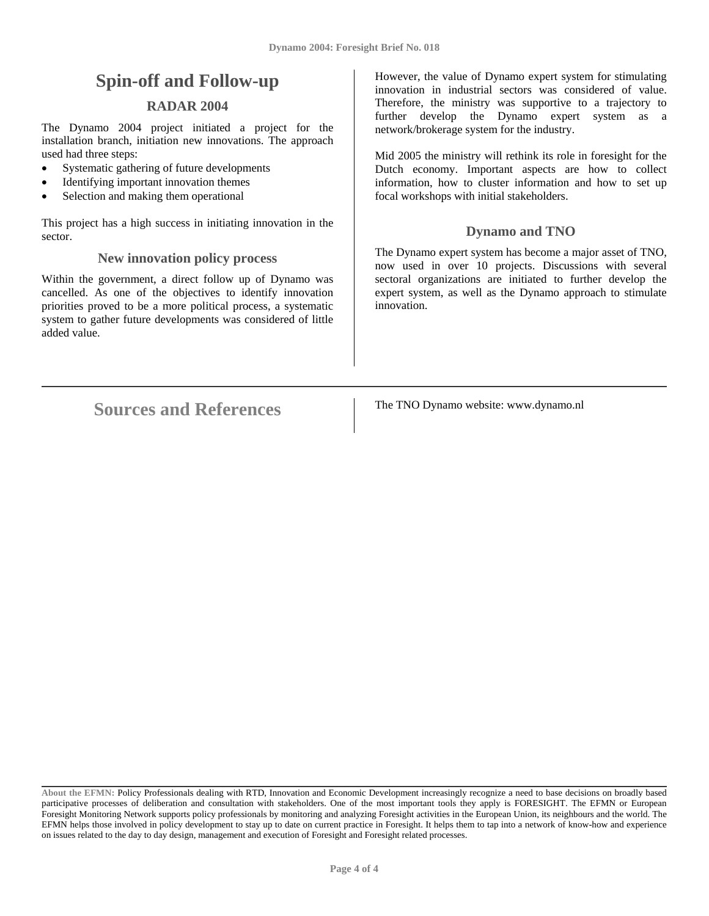# Spin-off and Follow-up

## RADAR 2004

The Dynamo 2004 project initiated a project for the installation branch, initiation new innovations. The approach used had three steps:

- Systematic gathering of future developments
- Identifying important innovation themes
- Selection and making them operational

This project has a high success in initiating innovation in the sector.

## New innovation policy process

Within the government, a direct follow up of Dynamo was cancelled. As one of the objectives to identify innovation priorities proved to be a more political process, a systematic system to gather future developments was considered of little added value.

However, the value of Dynamo expert system for stimulating innovation in industrial sectors was considered of value. Therefore, the ministry was supportive to a trajectory to further develop the Dynamo expert system as a network/brokerage system for the industry.

Mid 2005 the ministry will rethink its role in foresight for the Dutch economy. Important aspects are how to collect information, how to cluster information and how to set up focal workshops with initial stakeholders.

## Dynamo and TNO

The Dynamo expert system has become a major asset of TNO, now used in over 10 projects. Discussions with several sectoral organizations are initiated to further develop the expert system, as well as the Dynamo approach to stimulate innovation.

# Sources and References

The TNO Dynamo website: www.dynamo.nl

**About the EFMN:** Policy Professionals dealing with RTD, Innovation and Economic Development increasingly recognize a need to base decisions on broadly based participative processes of deliberation and consultation with stakeholders. One of the most important tools they apply is FORESIGHT. The EFMN or European Foresight Monitoring Network supports policy professionals by monitoring and analyzing Foresight activities in the European Union, its neighbours and the world. The EFMN helps those involved in policy development to stay up to date on current practice in Foresight. It helps them to tap into a network of know-how and experience on issues related to the day to day design, management and execution of Foresight and Foresight related processes.